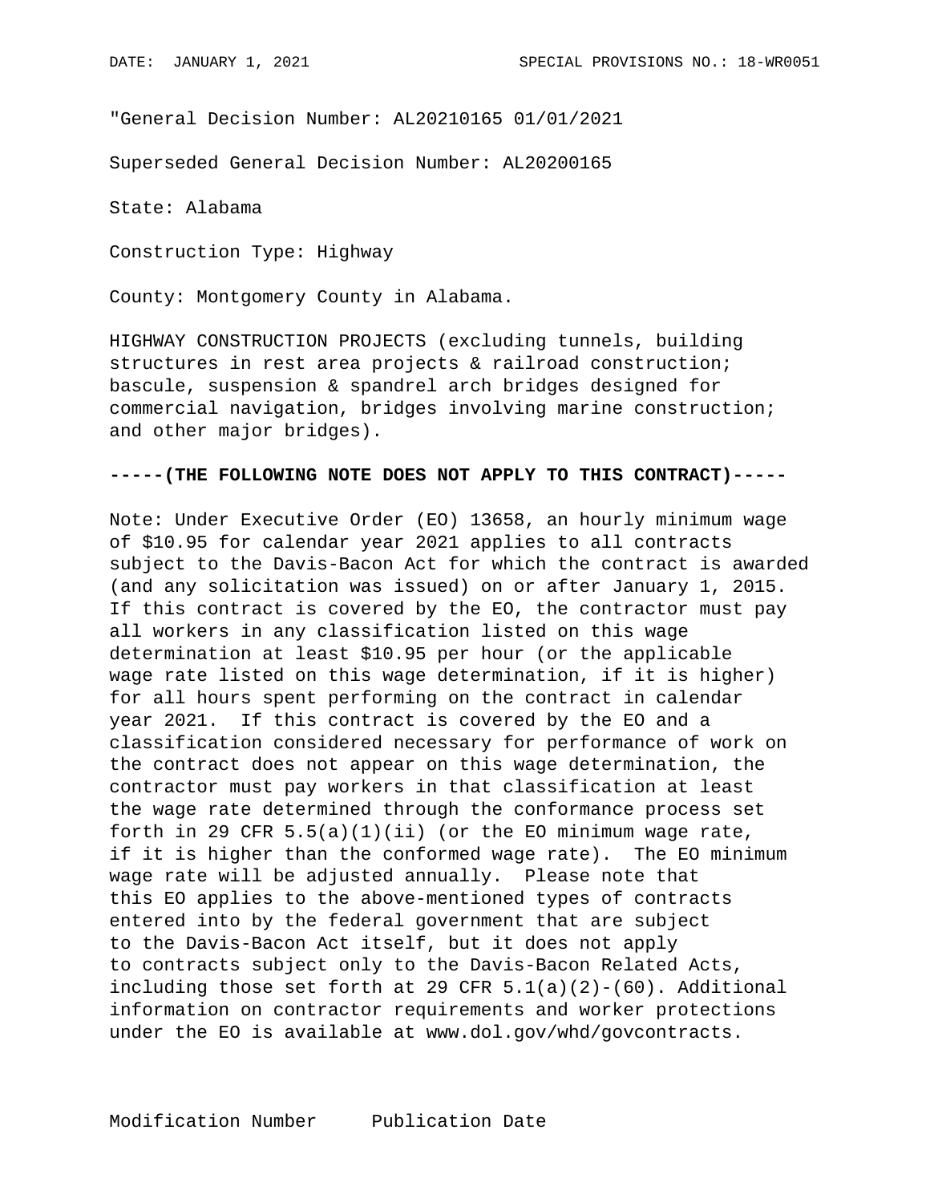"General Decision Number: AL20210165 01/01/2021

Superseded General Decision Number: AL20200165

State: Alabama

Construction Type: Highway

County: Montgomery County in Alabama.

HIGHWAY CONSTRUCTION PROJECTS (excluding tunnels, building structures in rest area projects & railroad construction; bascule, suspension & spandrel arch bridges designed for commercial navigation, bridges involving marine construction; and other major bridges).

**-----(THE FOLLOWING NOTE DOES NOT APPLY TO THIS CONTRACT)-----**

Note: Under Executive Order (EO) 13658, an hourly minimum wage of $10.95 for calendar year 2021 applies to all contracts subject to the Davis-Bacon Act for which the contract is awarded (and any solicitation was issued) on or after January 1, 2015. If this contract is covered by the EO, the contractor must pay all workers in any classification listed on this wage determination at least $10.95 per hour (or the applicable wage rate listed on this wage determination, if it is higher) for all hours spent performing on the contract in calendar year 2021. If this contract is covered by the EO and a classification considered necessary for performance of work on the contract does not appear on this wage determination, the contractor must pay workers in that classification at least the wage rate determined through the conformance process set forth in 29 CFR 5.5(a)(1)(ii) (or the EO minimum wage rate, if it is higher than the conformed wage rate). The EO minimum wage rate will be adjusted annually. Please note that this EO applies to the above-mentioned types of contracts entered into by the federal government that are subject to the Davis-Bacon Act itself, but it does not apply to contracts subject only to the Davis-Bacon Related Acts, including those set forth at 29 CFR 5.1(a)(2)-(60). Additional information on contractor requirements and worker protections under the EO is available at www.dol.gov/whd/govcontracts.

Modification Number     Publication Date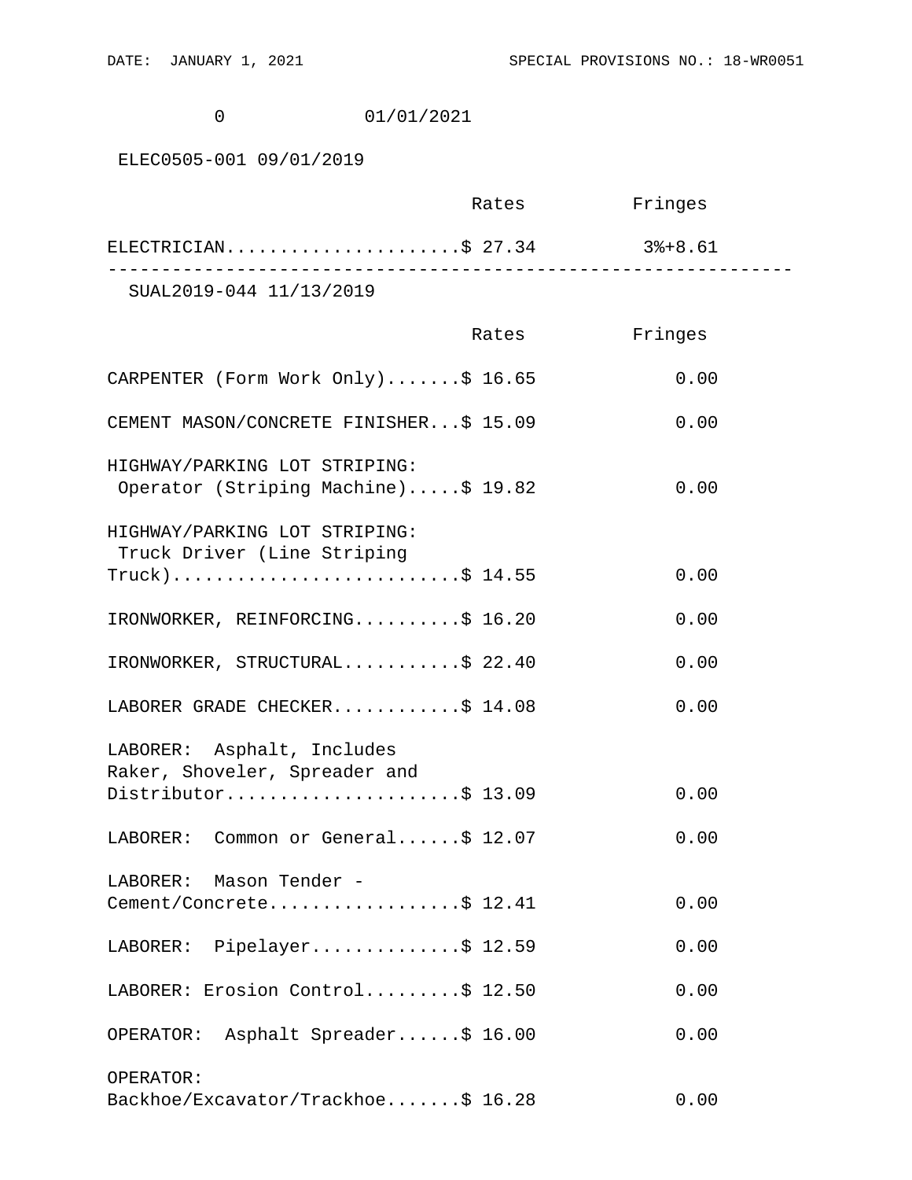0 01/01/2021

ELEC0505-001 09/01/2019

| | Rates | Fringes |
|---|---|---|
| ELECTRICIAN | $ 27.34 | 3%+8.61 |

---

SUAL2019-044 11/13/2019

| | Rates | Fringes |
|---|---|---|
| CARPENTER (Form Work Only) | $ 16.65 | 0.00 |
| CEMENT MASON/CONCRETE FINISHER | $ 15.09 | 0.00 |
| HIGHWAY/PARKING LOT STRIPING: Operator (Striping Machine) | $ 19.82 | 0.00 |
| HIGHWAY/PARKING LOT STRIPING: Truck Driver (Line Striping Truck) | $ 14.55 | 0.00 |
| IRONWORKER, REINFORCING | $ 16.20 | 0.00 |
| IRONWORKER, STRUCTURAL | $ 22.40 | 0.00 |
| LABORER GRADE CHECKER | $ 14.08 | 0.00 |
| LABORER: Asphalt, Includes Raker, Shoveler, Spreader and Distributor | $ 13.09 | 0.00 |
| LABORER: Common or General | $ 12.07 | 0.00 |
| LABORER: Mason Tender - Cement/Concrete | $ 12.41 | 0.00 |
| LABORER: Pipelayer | $ 12.59 | 0.00 |
| LABORER: Erosion Control | $ 12.50 | 0.00 |
| OPERATOR: Asphalt Spreader | $ 16.00 | 0.00 |
| OPERATOR: Backhoe/Excavator/Trackhoe | $ 16.28 | 0.00 |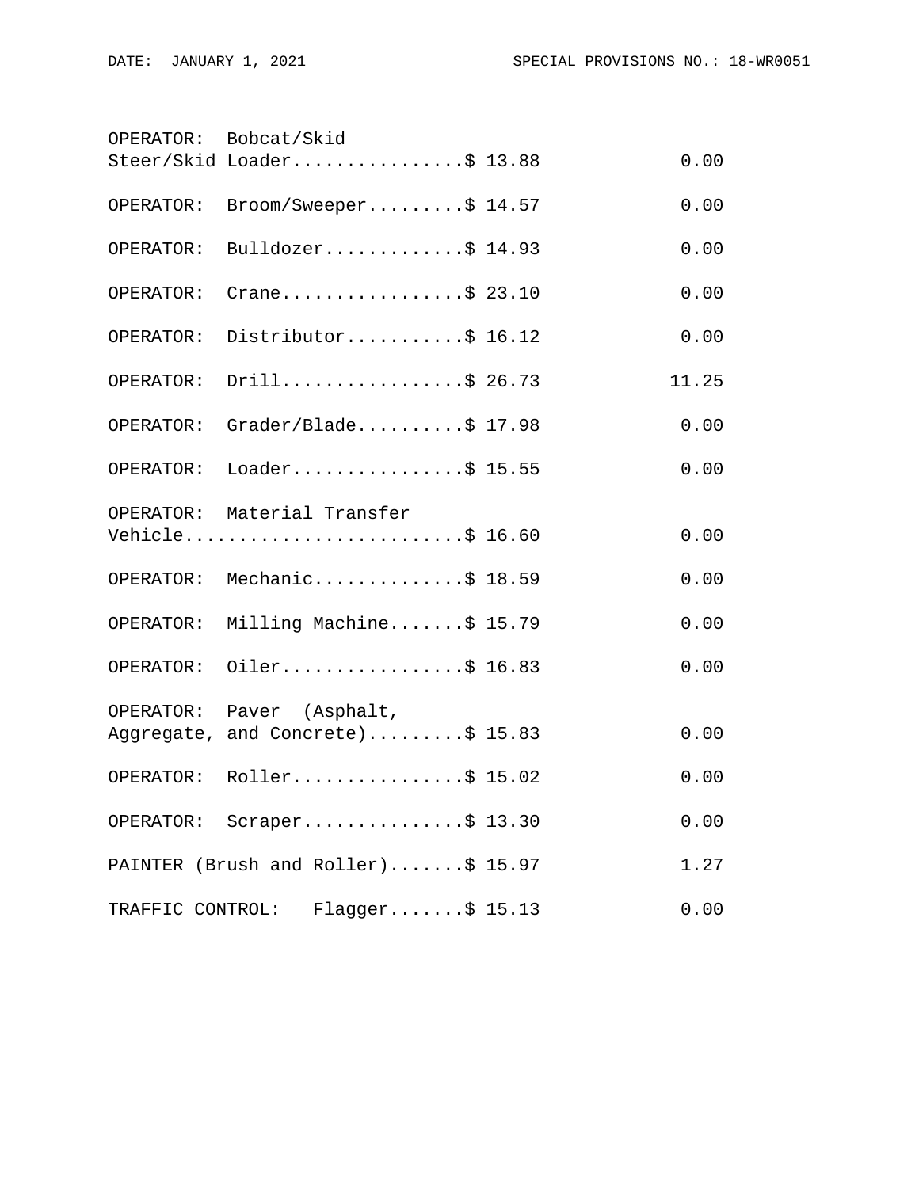| Classification | Rates | Fringes |
|---|---|---|
| OPERATOR: Bobcat/Skid Steer/Skid Loader | $ 13.88 | 0.00 |
| OPERATOR: Broom/Sweeper | $ 14.57 | 0.00 |
| OPERATOR: Bulldozer | $ 14.93 | 0.00 |
| OPERATOR: Crane | $ 23.10 | 0.00 |
| OPERATOR: Distributor | $ 16.12 | 0.00 |
| OPERATOR: Drill | $ 26.73 | 11.25 |
| OPERATOR: Grader/Blade | $ 17.98 | 0.00 |
| OPERATOR: Loader | $ 15.55 | 0.00 |
| OPERATOR: Material Transfer Vehicle | $ 16.60 | 0.00 |
| OPERATOR: Mechanic | $ 18.59 | 0.00 |
| OPERATOR: Milling Machine | $ 15.79 | 0.00 |
| OPERATOR: Oiler | $ 16.83 | 0.00 |
| OPERATOR: Paver (Asphalt, Aggregate, and Concrete) | $ 15.83 | 0.00 |
| OPERATOR: Roller | $ 15.02 | 0.00 |
| OPERATOR: Scraper | $ 13.30 | 0.00 |
| PAINTER (Brush and Roller) | $ 15.97 | 1.27 |
| TRAFFIC CONTROL: Flagger | $ 15.13 | 0.00 |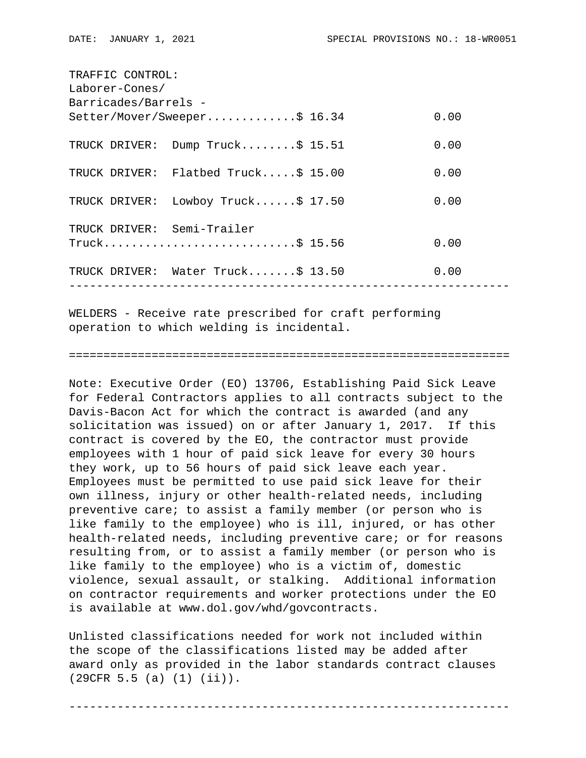| Classification | Rates | Fringes |
|---|---|---|
| TRAFFIC CONTROL: Laborer-Cones/ Barricades/Barrels - Setter/Mover/Sweeper | $ 16.34 | 0.00 |
| TRUCK DRIVER: Dump Truck | $ 15.51 | 0.00 |
| TRUCK DRIVER: Flatbed Truck | $ 15.00 | 0.00 |
| TRUCK DRIVER: Lowboy Truck | $ 17.50 | 0.00 |
| TRUCK DRIVER: Semi-Trailer Truck | $ 15.56 | 0.00 |
| TRUCK DRIVER: Water Truck | $ 13.50 | 0.00 |

---

WELDERS - Receive rate prescribed for craft performing operation to which welding is incidental.

---

Note: Executive Order (EO) 13706, Establishing Paid Sick Leave for Federal Contractors applies to all contracts subject to the Davis-Bacon Act for which the contract is awarded (and any solicitation was issued) on or after January 1, 2017. If this contract is covered by the EO, the contractor must provide employees with 1 hour of paid sick leave for every 30 hours they work, up to 56 hours of paid sick leave each year. Employees must be permitted to use paid sick leave for their own illness, injury or other health-related needs, including preventive care; to assist a family member (or person who is like family to the employee) who is ill, injured, or has other health-related needs, including preventive care; or for reasons resulting from, or to assist a family member (or person who is like family to the employee) who is a victim of, domestic violence, sexual assault, or stalking. Additional information on contractor requirements and worker protections under the EO is available at www.dol.gov/whd/govcontracts.

Unlisted classifications needed for work not included within the scope of the classifications listed may be added after award only as provided in the labor standards contract clauses (29CFR 5.5 (a) (1) (ii)).

---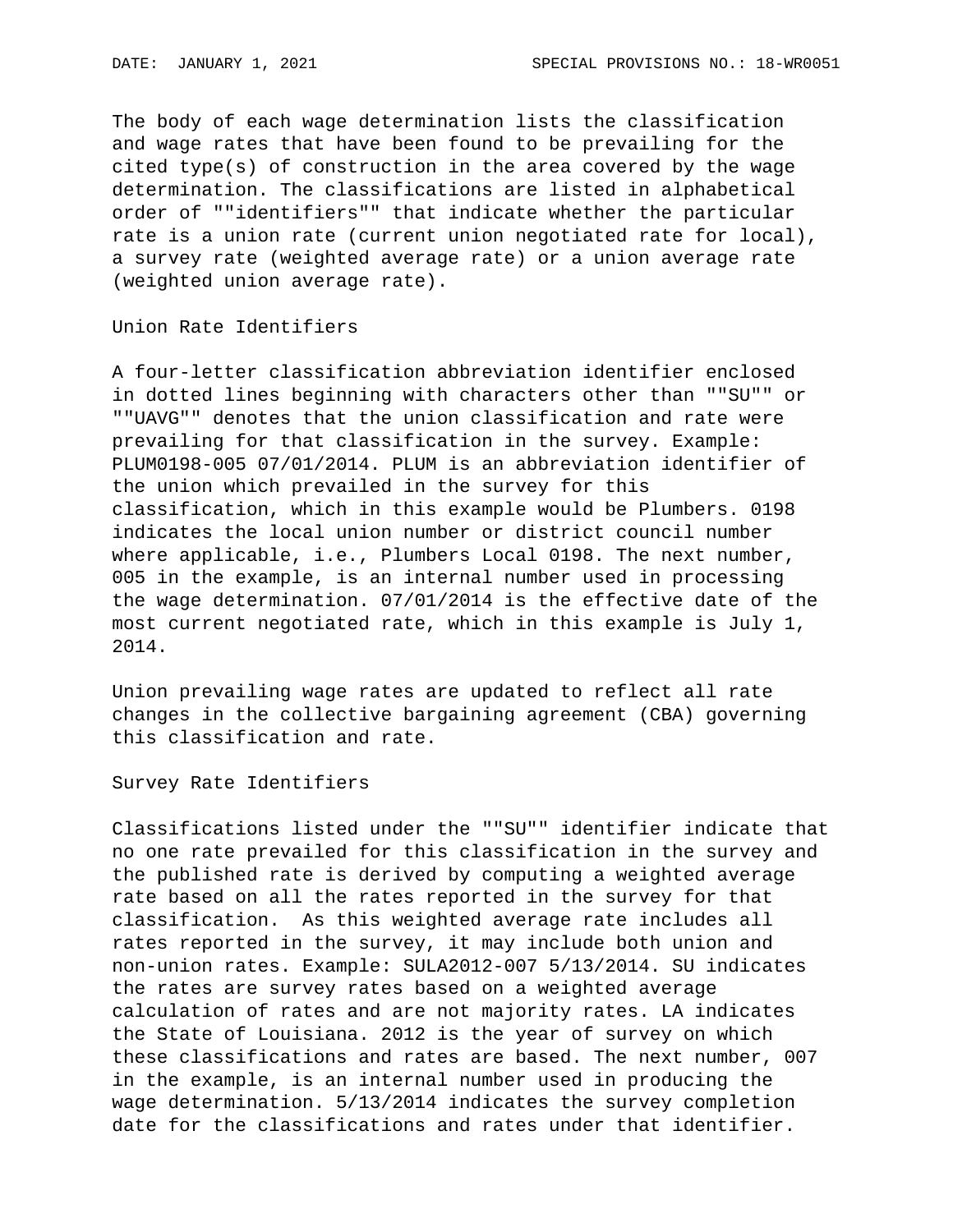The body of each wage determination lists the classification and wage rates that have been found to be prevailing for the cited type(s) of construction in the area covered by the wage determination. The classifications are listed in alphabetical order of ""identifiers"" that indicate whether the particular rate is a union rate (current union negotiated rate for local), a survey rate (weighted average rate) or a union average rate (weighted union average rate).

Union Rate Identifiers

A four-letter classification abbreviation identifier enclosed in dotted lines beginning with characters other than ""SU"" or ""UAVG"" denotes that the union classification and rate were prevailing for that classification in the survey. Example: PLUM0198-005 07/01/2014. PLUM is an abbreviation identifier of the union which prevailed in the survey for this classification, which in this example would be Plumbers. 0198 indicates the local union number or district council number where applicable, i.e., Plumbers Local 0198. The next number, 005 in the example, is an internal number used in processing the wage determination. 07/01/2014 is the effective date of the most current negotiated rate, which in this example is July 1, 2014.

Union prevailing wage rates are updated to reflect all rate changes in the collective bargaining agreement (CBA) governing this classification and rate.

Survey Rate Identifiers

Classifications listed under the ""SU"" identifier indicate that no one rate prevailed for this classification in the survey and the published rate is derived by computing a weighted average rate based on all the rates reported in the survey for that classification. As this weighted average rate includes all rates reported in the survey, it may include both union and non-union rates. Example: SULA2012-007 5/13/2014. SU indicates the rates are survey rates based on a weighted average calculation of rates and are not majority rates. LA indicates the State of Louisiana. 2012 is the year of survey on which these classifications and rates are based. The next number, 007 in the example, is an internal number used in producing the wage determination. 5/13/2014 indicates the survey completion date for the classifications and rates under that identifier.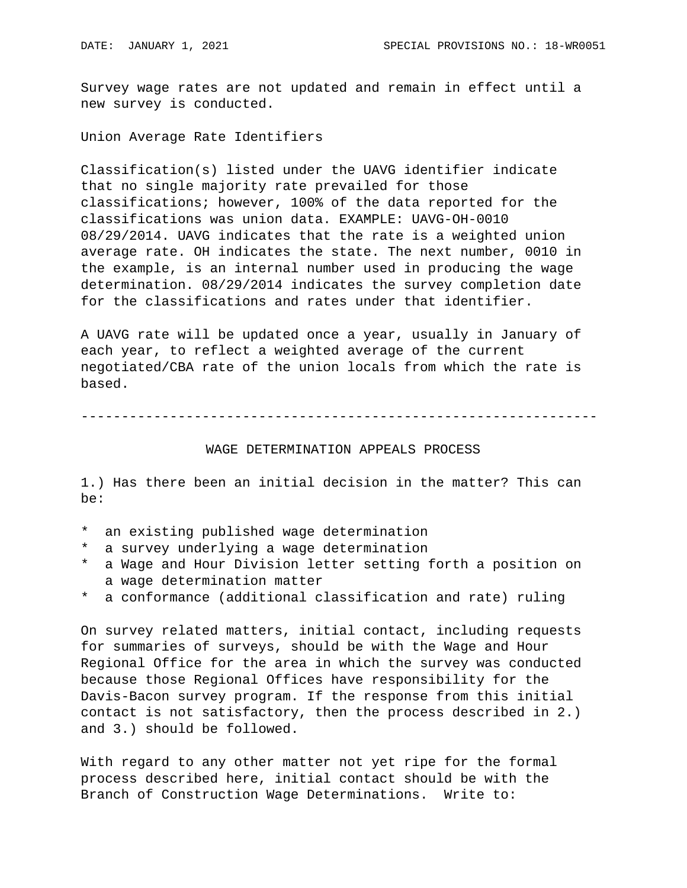Survey wage rates are not updated and remain in effect until a new survey is conducted.

Union Average Rate Identifiers

Classification(s) listed under the UAVG identifier indicate that no single majority rate prevailed for those classifications; however, 100% of the data reported for the classifications was union data. EXAMPLE: UAVG-OH-0010 08/29/2014. UAVG indicates that the rate is a weighted union average rate. OH indicates the state. The next number, 0010 in the example, is an internal number used in producing the wage determination. 08/29/2014 indicates the survey completion date for the classifications and rates under that identifier.

A UAVG rate will be updated once a year, usually in January of each year, to reflect a weighted average of the current negotiated/CBA rate of the union locals from which the rate is based.

----------------------------------------------------------------

## WAGE DETERMINATION APPEALS PROCESS

1.) Has there been an initial decision in the matter? This can be:

* an existing published wage determination
* a survey underlying a wage determination
* a Wage and Hour Division letter setting forth a position on a wage determination matter
* a conformance (additional classification and rate) ruling

On survey related matters, initial contact, including requests for summaries of surveys, should be with the Wage and Hour Regional Office for the area in which the survey was conducted because those Regional Offices have responsibility for the Davis-Bacon survey program. If the response from this initial contact is not satisfactory, then the process described in 2.) and 3.) should be followed.

With regard to any other matter not yet ripe for the formal process described here, initial contact should be with the Branch of Construction Wage Determinations. Write to: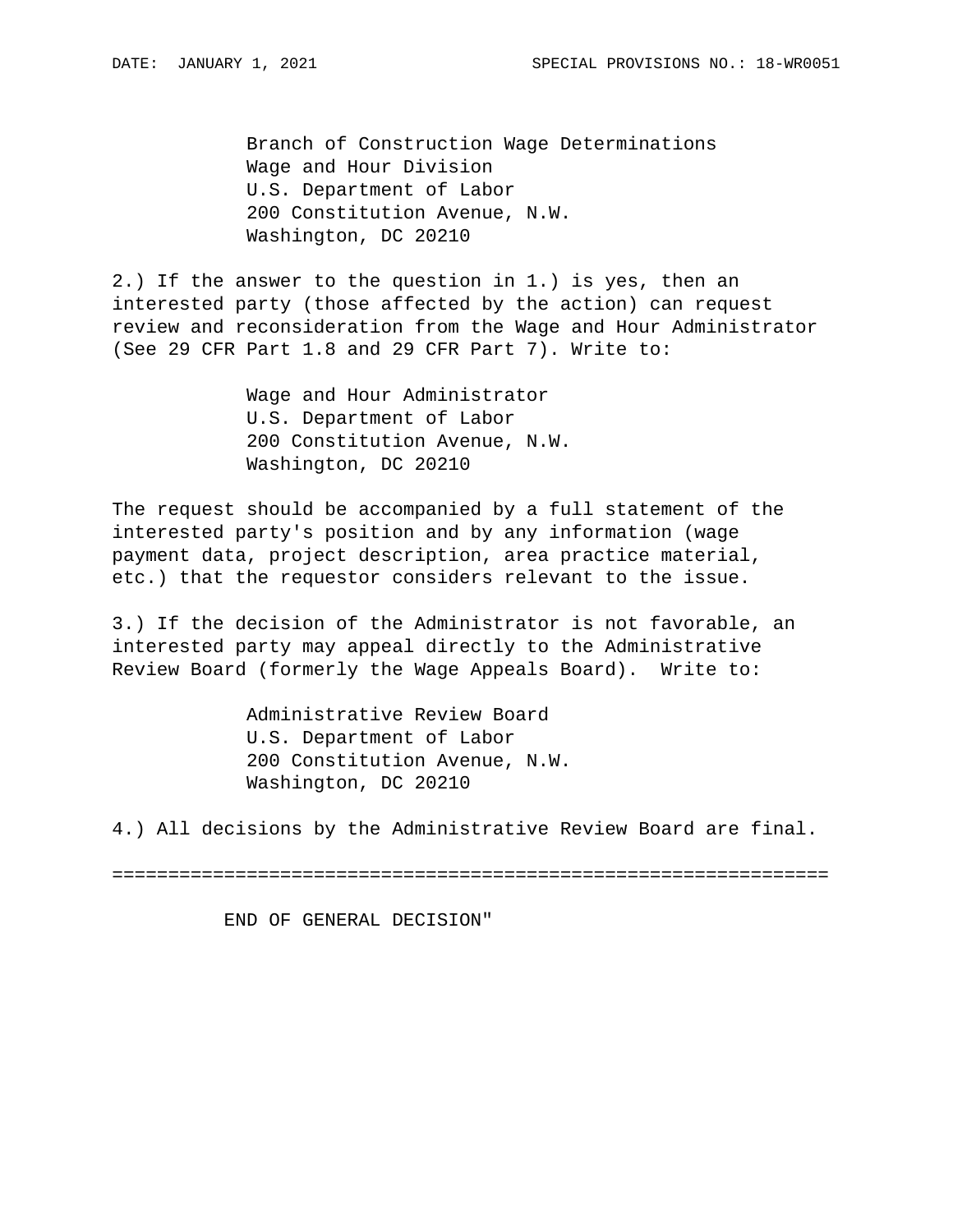Branch of Construction Wage Determinations
Wage and Hour Division
U.S. Department of Labor
200 Constitution Avenue, N.W.
Washington, DC 20210

2.) If the answer to the question in 1.) is yes, then an interested party (those affected by the action) can request review and reconsideration from the Wage and Hour Administrator (See 29 CFR Part 1.8 and 29 CFR Part 7). Write to:

Wage and Hour Administrator
U.S. Department of Labor
200 Constitution Avenue, N.W.
Washington, DC 20210

The request should be accompanied by a full statement of the interested party's position and by any information (wage payment data, project description, area practice material, etc.) that the requestor considers relevant to the issue.

3.) If the decision of the Administrator is not favorable, an interested party may appeal directly to the Administrative Review Board (formerly the Wage Appeals Board). Write to:

Administrative Review Board
U.S. Department of Labor
200 Constitution Avenue, N.W.
Washington, DC 20210

4.) All decisions by the Administrative Review Board are final.

================================================================

END OF GENERAL DECISION"